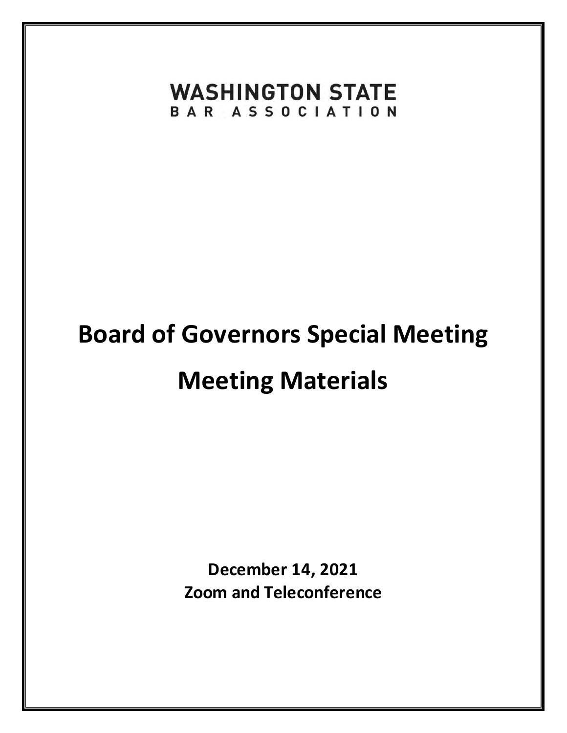**WASHINGTON STATE**
**BAR ASSOCIATION**

# Board of Governors Special Meeting

# Meeting Materials

**December 14, 2021**
**Zoom and Teleconference**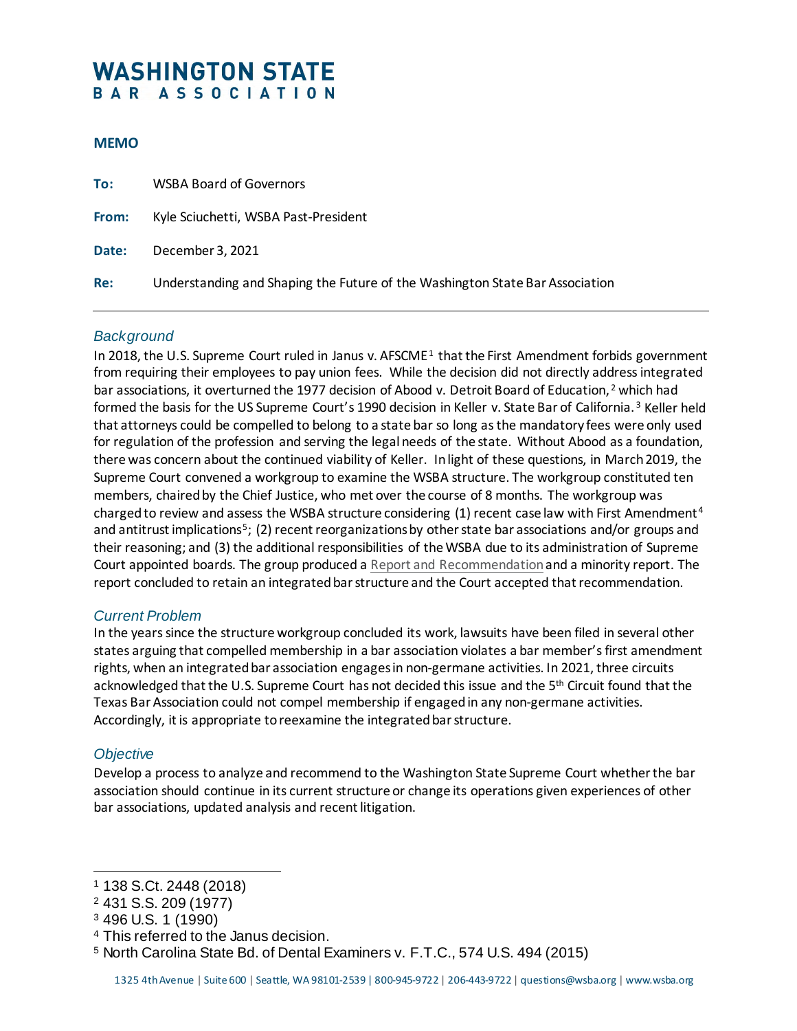# WASHINGTON STATE BAR ASSOCIATION

## MEMO

**To:** WSBA Board of Governors

**From:** Kyle Sciuchetti, WSBA Past-President

**Date:** December 3, 2021

**Re:** Understanding and Shaping the Future of the Washington State Bar Association

---

### *Background*

In 2018, the U.S. Supreme Court ruled in Janus v. AFSCME[1] that the First Amendment forbids government from requiring their employees to pay union fees. While the decision did not directly address integrated bar associations, it overturned the 1977 decision of Abood v. Detroit Board of Education,[2] which had formed the basis for the US Supreme Court's 1990 decision in Keller v. State Bar of California.[3] Keller held that attorneys could be compelled to belong to a state bar so long as the mandatory fees were only used for regulation of the profession and serving the legal needs of the state. Without Abood as a foundation, there was concern about the continued viability of Keller. In light of these questions, in March 2019, the Supreme Court convened a workgroup to examine the WSBA structure. The workgroup constituted ten members, chaired by the Chief Justice, who met over the course of 8 months. The workgroup was charged to review and assess the WSBA structure considering (1) recent case law with First Amendment[4] and antitrust implications[5]; (2) recent reorganizations by other state bar associations and/or groups and their reasoning; and (3) the additional responsibilities of the WSBA due to its administration of Supreme Court appointed boards. The group produced a Report and Recommendation and a minority report. The report concluded to retain an integrated bar structure and the Court accepted that recommendation.

### *Current Problem*

In the years since the structure workgroup concluded its work, lawsuits have been filed in several other states arguing that compelled membership in a bar association violates a bar member's first amendment rights, when an integrated bar association engages in non-germane activities. In 2021, three circuits acknowledged that the U.S. Supreme Court has not decided this issue and the 5th Circuit found that the Texas Bar Association could not compel membership if engaged in any non-germane activities. Accordingly, it is appropriate to reexamine the integrated bar structure.

### *Objective*

Develop a process to analyze and recommend to the Washington State Supreme Court whether the bar association should continue in its current structure or change its operations given experiences of other bar associations, updated analysis and recent litigation.

---

[1] 138 S.Ct. 2448 (2018)

[2] 431 S.S. 209 (1977)

[3] 496 U.S. 1 (1990)

[4] This referred to the Janus decision.

[5] North Carolina State Bd. of Dental Examiners v. F.T.C., 574 U.S. 494 (2015)

1325 4th Avenue | Suite 600 | Seattle, WA 98101-2539 | 800-945-9722 | 206-443-9722 | questions@wsba.org | www.wsba.org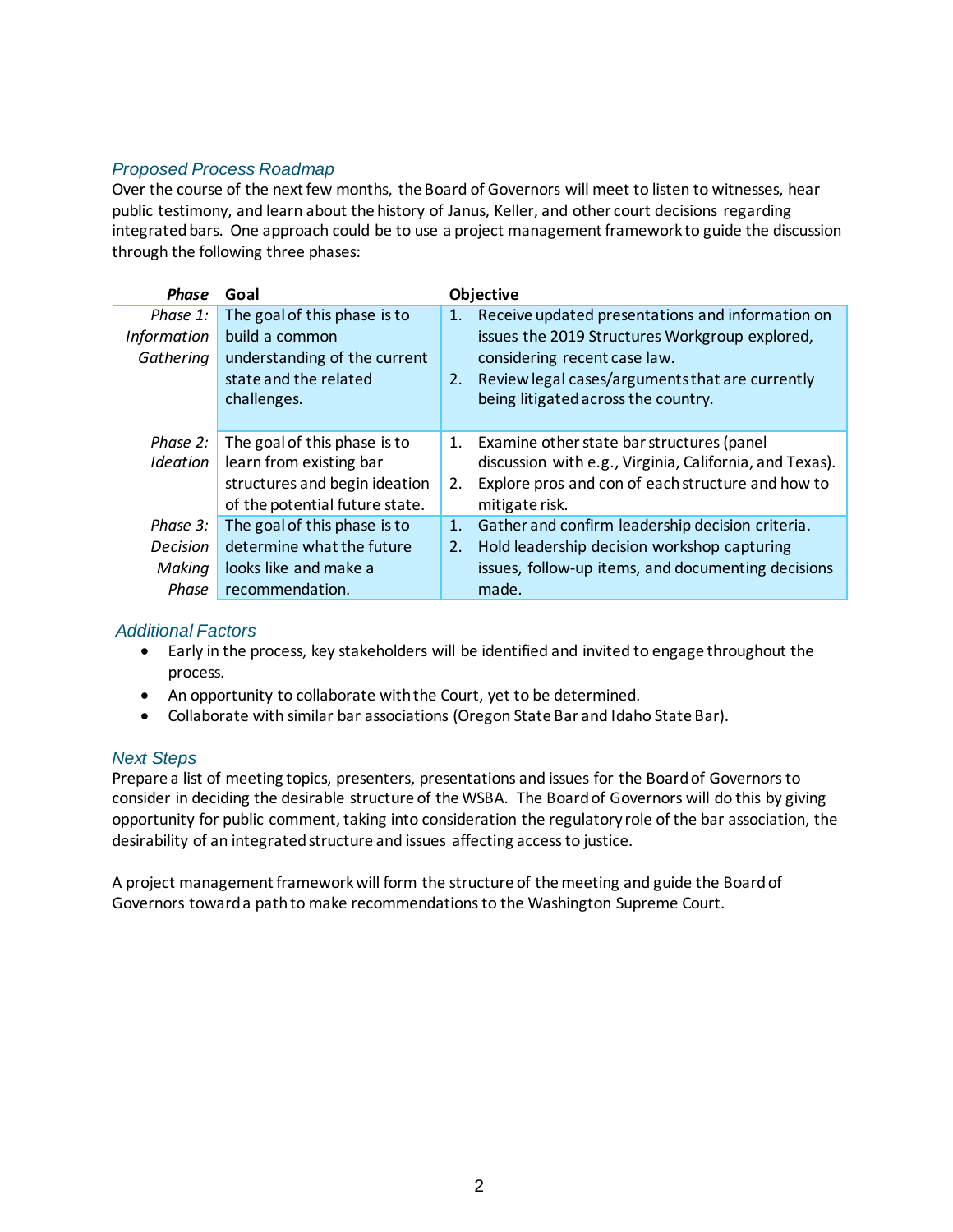### *Proposed Process Roadmap*

Over the course of the next few months, the Board of Governors will meet to listen to witnesses, hear public testimony, and learn about the history of Janus, Keller, and other court decisions regarding integrated bars. One approach could be to use a project management framework to guide the discussion through the following three phases:

| ***Phase*** | **Goal** | **Objective** |
|---|---|---|
| *Phase 1: Information Gathering* | The goal of this phase is to build a common understanding of the current state and the related challenges. | 1. Receive updated presentations and information on issues the 2019 Structures Workgroup explored, considering recent case law.<br>2. Review legal cases/arguments that are currently being litigated across the country. |
| *Phase 2: Ideation* | The goal of this phase is to learn from existing bar structures and begin ideation of the potential future state. | 1. Examine other state bar structures (panel discussion with e.g., Virginia, California, and Texas).<br>2. Explore pros and con of each structure and how to mitigate risk. |
| *Phase 3: Decision Making Phase* | The goal of this phase is to determine what the future looks like and make a recommendation. | 1. Gather and confirm leadership decision criteria.<br>2. Hold leadership decision workshop capturing issues, follow-up items, and documenting decisions made. |

### *Additional Factors*

- Early in the process, key stakeholders will be identified and invited to engage throughout the process.
- An opportunity to collaborate with the Court, yet to be determined.
- Collaborate with similar bar associations (Oregon State Bar and Idaho State Bar).

### *Next Steps*

Prepare a list of meeting topics, presenters, presentations and issues for the Board of Governors to consider in deciding the desirable structure of the WSBA. The Board of Governors will do this by giving opportunity for public comment, taking into consideration the regulatory role of the bar association, the desirability of an integrated structure and issues affecting access to justice.

A project management framework will form the structure of the meeting and guide the Board of Governors toward a path to make recommendations to the Washington Supreme Court.